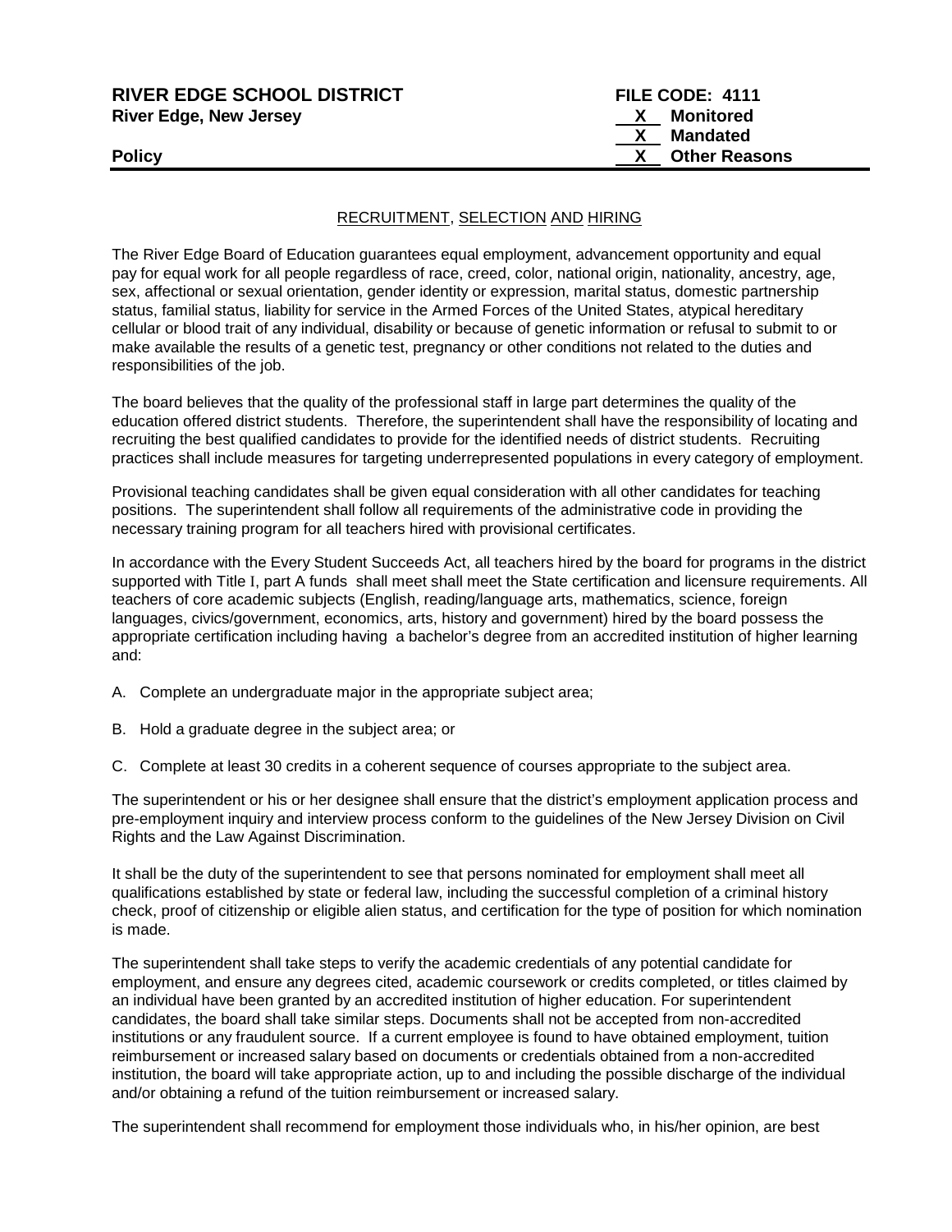**RIVER EDGE SCHOOL DISTRICT**
**River Edge, New Jersey**

**FILE CODE: 4111**
**X Monitored**
**X Mandated**
**X Other Reasons**

**Policy**

RECRUITMENT, SELECTION AND HIRING

The River Edge Board of Education guarantees equal employment, advancement opportunity and equal pay for equal work for all people regardless of race, creed, color, national origin, nationality, ancestry, age, sex, affectional or sexual orientation, gender identity or expression, marital status, domestic partnership status, familial status, liability for service in the Armed Forces of the United States, atypical hereditary cellular or blood trait of any individual, disability or because of genetic information or refusal to submit to or make available the results of a genetic test, pregnancy or other conditions not related to the duties and responsibilities of the job.

The board believes that the quality of the professional staff in large part determines the quality of the education offered district students. Therefore, the superintendent shall have the responsibility of locating and recruiting the best qualified candidates to provide for the identified needs of district students. Recruiting practices shall include measures for targeting underrepresented populations in every category of employment.

Provisional teaching candidates shall be given equal consideration with all other candidates for teaching positions. The superintendent shall follow all requirements of the administrative code in providing the necessary training program for all teachers hired with provisional certificates.

In accordance with the Every Student Succeeds Act, all teachers hired by the board for programs in the district supported with Title I, part A funds shall meet shall meet the State certification and licensure requirements. All teachers of core academic subjects (English, reading/language arts, mathematics, science, foreign languages, civics/government, economics, arts, history and government) hired by the board possess the appropriate certification including having a bachelor's degree from an accredited institution of higher learning and:

A. Complete an undergraduate major in the appropriate subject area;

B. Hold a graduate degree in the subject area; or

C. Complete at least 30 credits in a coherent sequence of courses appropriate to the subject area.

The superintendent or his or her designee shall ensure that the district's employment application process and pre-employment inquiry and interview process conform to the guidelines of the New Jersey Division on Civil Rights and the Law Against Discrimination.

It shall be the duty of the superintendent to see that persons nominated for employment shall meet all qualifications established by state or federal law, including the successful completion of a criminal history check, proof of citizenship or eligible alien status, and certification for the type of position for which nomination is made.

The superintendent shall take steps to verify the academic credentials of any potential candidate for employment, and ensure any degrees cited, academic coursework or credits completed, or titles claimed by an individual have been granted by an accredited institution of higher education. For superintendent candidates, the board shall take similar steps. Documents shall not be accepted from non-accredited institutions or any fraudulent source. If a current employee is found to have obtained employment, tuition reimbursement or increased salary based on documents or credentials obtained from a non-accredited institution, the board will take appropriate action, up to and including the possible discharge of the individual and/or obtaining a refund of the tuition reimbursement or increased salary.

The superintendent shall recommend for employment those individuals who, in his/her opinion, are best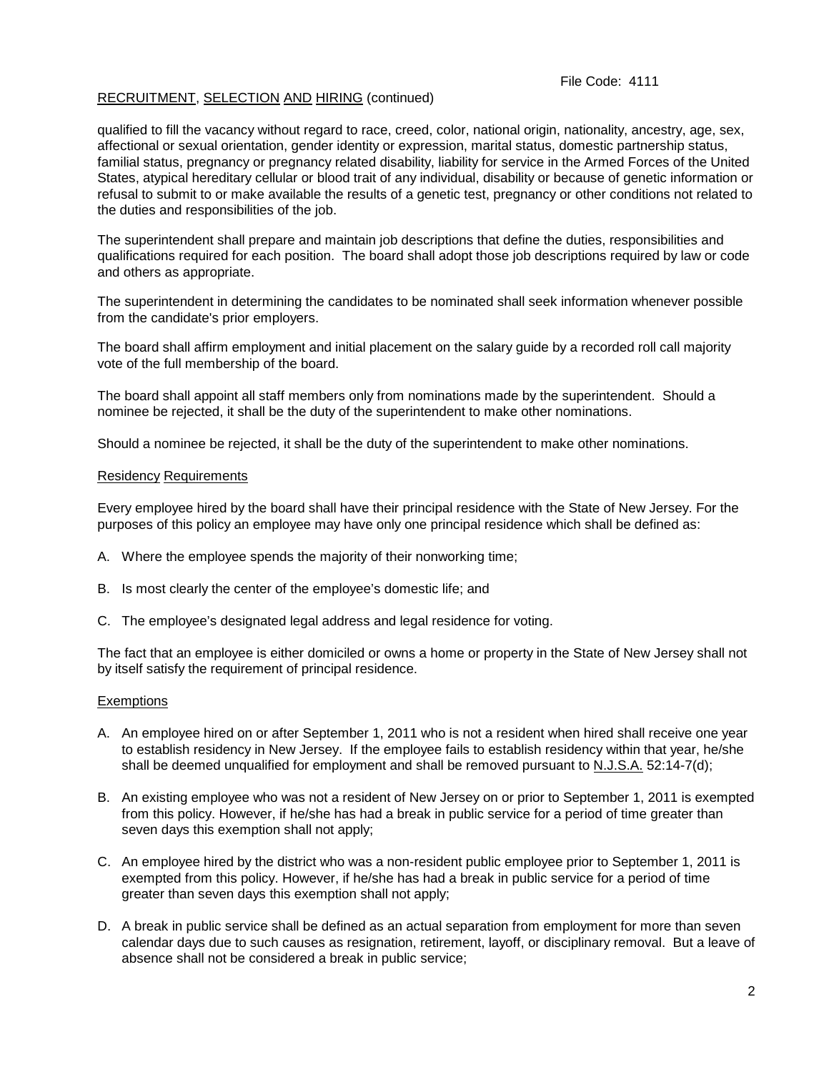RECRUITMENT, SELECTION AND HIRING (continued)

qualified to fill the vacancy without regard to race, creed, color, national origin, nationality, ancestry, age, sex, affectional or sexual orientation, gender identity or expression, marital status, domestic partnership status, familial status, pregnancy or pregnancy related disability, liability for service in the Armed Forces of the United States, atypical hereditary cellular or blood trait of any individual, disability or because of genetic information or refusal to submit to or make available the results of a genetic test, pregnancy or other conditions not related to the duties and responsibilities of the job.

The superintendent shall prepare and maintain job descriptions that define the duties, responsibilities and qualifications required for each position. The board shall adopt those job descriptions required by law or code and others as appropriate.

The superintendent in determining the candidates to be nominated shall seek information whenever possible from the candidate's prior employers.

The board shall affirm employment and initial placement on the salary guide by a recorded roll call majority vote of the full membership of the board.

The board shall appoint all staff members only from nominations made by the superintendent. Should a nominee be rejected, it shall be the duty of the superintendent to make other nominations.

Should a nominee be rejected, it shall be the duty of the superintendent to make other nominations.

## Residency Requirements

Every employee hired by the board shall have their principal residence with the State of New Jersey. For the purposes of this policy an employee may have only one principal residence which shall be defined as:

A. Where the employee spends the majority of their nonworking time;

B. Is most clearly the center of the employee's domestic life; and

C. The employee's designated legal address and legal residence for voting.

The fact that an employee is either domiciled or owns a home or property in the State of New Jersey shall not by itself satisfy the requirement of principal residence.

## Exemptions

A. An employee hired on or after September 1, 2011 who is not a resident when hired shall receive one year to establish residency in New Jersey. If the employee fails to establish residency within that year, he/she shall be deemed unqualified for employment and shall be removed pursuant to N.J.S.A. 52:14-7(d);

B. An existing employee who was not a resident of New Jersey on or prior to September 1, 2011 is exempted from this policy. However, if he/she has had a break in public service for a period of time greater than seven days this exemption shall not apply;

C. An employee hired by the district who was a non-resident public employee prior to September 1, 2011 is exempted from this policy. However, if he/she has had a break in public service for a period of time greater than seven days this exemption shall not apply;

D. A break in public service shall be defined as an actual separation from employment for more than seven calendar days due to such causes as resignation, retirement, layoff, or disciplinary removal. But a leave of absence shall not be considered a break in public service;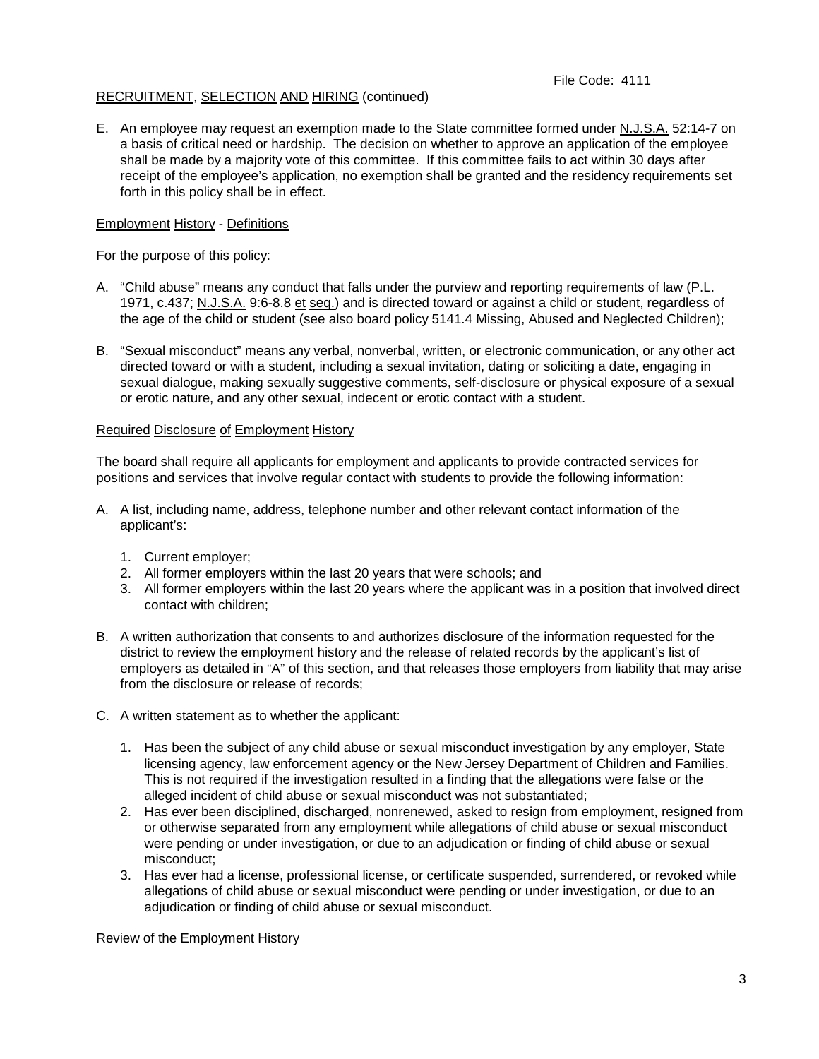File Code: 4111

RECRUITMENT, SELECTION AND HIRING (continued)

E. An employee may request an exemption made to the State committee formed under N.J.S.A. 52:14-7 on a basis of critical need or hardship. The decision on whether to approve an application of the employee shall be made by a majority vote of this committee. If this committee fails to act within 30 days after receipt of the employee's application, no exemption shall be granted and the residency requirements set forth in this policy shall be in effect.

Employment History - Definitions

For the purpose of this policy:

A. "Child abuse" means any conduct that falls under the purview and reporting requirements of law (P.L. 1971, c.437; N.J.S.A. 9:6-8.8 et seq.) and is directed toward or against a child or student, regardless of the age of the child or student (see also board policy 5141.4 Missing, Abused and Neglected Children);

B. "Sexual misconduct" means any verbal, nonverbal, written, or electronic communication, or any other act directed toward or with a student, including a sexual invitation, dating or soliciting a date, engaging in sexual dialogue, making sexually suggestive comments, self-disclosure or physical exposure of a sexual or erotic nature, and any other sexual, indecent or erotic contact with a student.

Required Disclosure of Employment History

The board shall require all applicants for employment and applicants to provide contracted services for positions and services that involve regular contact with students to provide the following information:

A. A list, including name, address, telephone number and other relevant contact information of the applicant's:

   1. Current employer;
   2. All former employers within the last 20 years that were schools; and
   3. All former employers within the last 20 years where the applicant was in a position that involved direct contact with children;

B. A written authorization that consents to and authorizes disclosure of the information requested for the district to review the employment history and the release of related records by the applicant's list of employers as detailed in "A" of this section, and that releases those employers from liability that may arise from the disclosure or release of records;

C. A written statement as to whether the applicant:

   1. Has been the subject of any child abuse or sexual misconduct investigation by any employer, State licensing agency, law enforcement agency or the New Jersey Department of Children and Families. This is not required if the investigation resulted in a finding that the allegations were false or the alleged incident of child abuse or sexual misconduct was not substantiated;
   2. Has ever been disciplined, discharged, nonrenewed, asked to resign from employment, resigned from or otherwise separated from any employment while allegations of child abuse or sexual misconduct were pending or under investigation, or due to an adjudication or finding of child abuse or sexual misconduct;
   3. Has ever had a license, professional license, or certificate suspended, surrendered, or revoked while allegations of child abuse or sexual misconduct were pending or under investigation, or due to an adjudication or finding of child abuse or sexual misconduct.

Review of the Employment History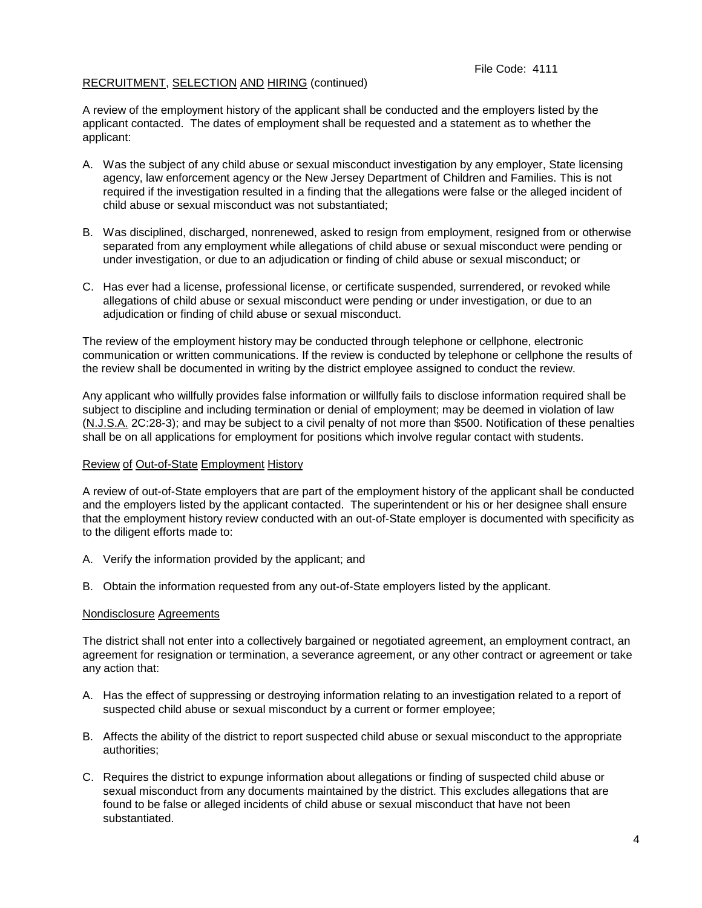RECRUITMENT, SELECTION AND HIRING (continued)

A review of the employment history of the applicant shall be conducted and the employers listed by the applicant contacted. The dates of employment shall be requested and a statement as to whether the applicant:

A. Was the subject of any child abuse or sexual misconduct investigation by any employer, State licensing agency, law enforcement agency or the New Jersey Department of Children and Families. This is not required if the investigation resulted in a finding that the allegations were false or the alleged incident of child abuse or sexual misconduct was not substantiated;

B. Was disciplined, discharged, nonrenewed, asked to resign from employment, resigned from or otherwise separated from any employment while allegations of child abuse or sexual misconduct were pending or under investigation, or due to an adjudication or finding of child abuse or sexual misconduct; or

C. Has ever had a license, professional license, or certificate suspended, surrendered, or revoked while allegations of child abuse or sexual misconduct were pending or under investigation, or due to an adjudication or finding of child abuse or sexual misconduct.

The review of the employment history may be conducted through telephone or cellphone, electronic communication or written communications. If the review is conducted by telephone or cellphone the results of the review shall be documented in writing by the district employee assigned to conduct the review.

Any applicant who willfully provides false information or willfully fails to disclose information required shall be subject to discipline and including termination or denial of employment; may be deemed in violation of law (N.J.S.A. 2C:28-3); and may be subject to a civil penalty of not more than $500. Notification of these penalties shall be on all applications for employment for positions which involve regular contact with students.

## Review of Out-of-State Employment History

A review of out-of-State employers that are part of the employment history of the applicant shall be conducted and the employers listed by the applicant contacted. The superintendent or his or her designee shall ensure that the employment history review conducted with an out-of-State employer is documented with specificity as to the diligent efforts made to:

A. Verify the information provided by the applicant; and

B. Obtain the information requested from any out-of-State employers listed by the applicant.

## Nondisclosure Agreements

The district shall not enter into a collectively bargained or negotiated agreement, an employment contract, an agreement for resignation or termination, a severance agreement, or any other contract or agreement or take any action that:

A. Has the effect of suppressing or destroying information relating to an investigation related to a report of suspected child abuse or sexual misconduct by a current or former employee;

B. Affects the ability of the district to report suspected child abuse or sexual misconduct to the appropriate authorities;

C. Requires the district to expunge information about allegations or finding of suspected child abuse or sexual misconduct from any documents maintained by the district. This excludes allegations that are found to be false or alleged incidents of child abuse or sexual misconduct that have not been substantiated.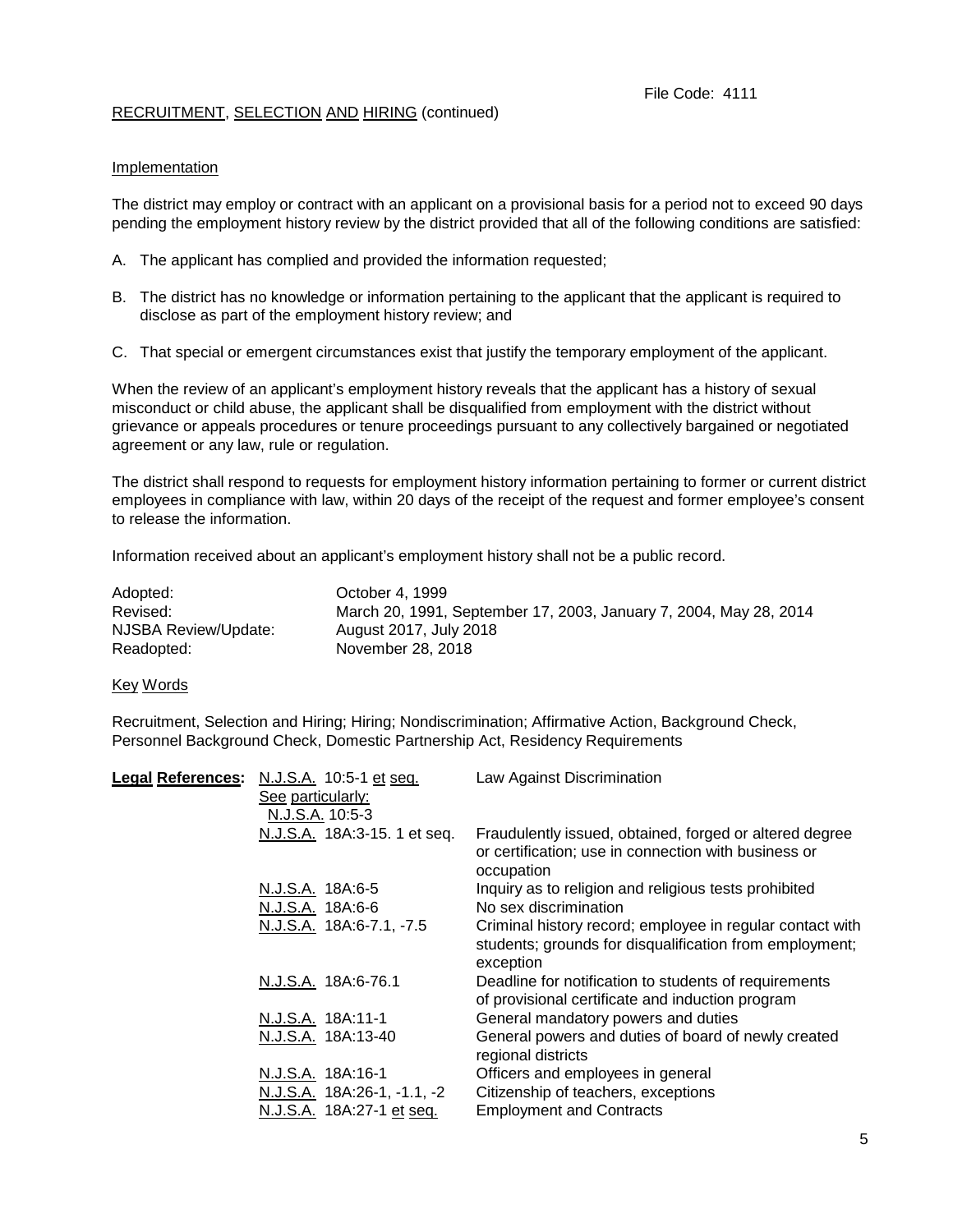RECRUITMENT, SELECTION AND HIRING (continued)

Implementation

The district may employ or contract with an applicant on a provisional basis for a period not to exceed 90 days pending the employment history review by the district provided that all of the following conditions are satisfied:

A. The applicant has complied and provided the information requested;

B. The district has no knowledge or information pertaining to the applicant that the applicant is required to disclose as part of the employment history review; and

C. That special or emergent circumstances exist that justify the temporary employment of the applicant.

When the review of an applicant's employment history reveals that the applicant has a history of sexual misconduct or child abuse, the applicant shall be disqualified from employment with the district without grievance or appeals procedures or tenure proceedings pursuant to any collectively bargained or negotiated agreement or any law, rule or regulation.

The district shall respond to requests for employment history information pertaining to former or current district employees in compliance with law, within 20 days of the receipt of the request and former employee's consent to release the information.

Information received about an applicant's employment history shall not be a public record.

| | |
|---|---|
| Adopted: | October 4, 1999 |
| Revised: | March 20, 1991, September 17, 2003, January 7, 2004, May 28, 2014 |
| NJSBA Review/Update: | August 2017, July 2018 |
| Readopted: | November 28, 2018 |

Key Words

Recruitment, Selection and Hiring; Hiring; Nondiscrimination; Affirmative Action, Background Check, Personnel Background Check, Domestic Partnership Act, Residency Requirements

| **Legal References:** | | |
|---|---|---|
| | N.J.S.A. 10:5-1 et seq. See particularly: N.J.S.A. 10:5-3 | Law Against Discrimination |
| | N.J.S.A. 18A:3-15. 1 et seq. | Fraudulently issued, obtained, forged or altered degree or certification; use in connection with business or occupation |
| | N.J.S.A. 18A:6-5 | Inquiry as to religion and religious tests prohibited |
| | N.J.S.A. 18A:6-6 | No sex discrimination |
| | N.J.S.A. 18A:6-7.1, -7.5 | Criminal history record; employee in regular contact with students; grounds for disqualification from employment; exception |
| | N.J.S.A. 18A:6-76.1 | Deadline for notification to students of requirements of provisional certificate and induction program |
| | N.J.S.A. 18A:11-1 | General mandatory powers and duties |
| | N.J.S.A. 18A:13-40 | General powers and duties of board of newly created regional districts |
| | N.J.S.A. 18A:16-1 | Officers and employees in general |
| | N.J.S.A. 18A:26-1, -1.1, -2 | Citizenship of teachers, exceptions |
| | N.J.S.A. 18A:27-1 et seq. | Employment and Contracts |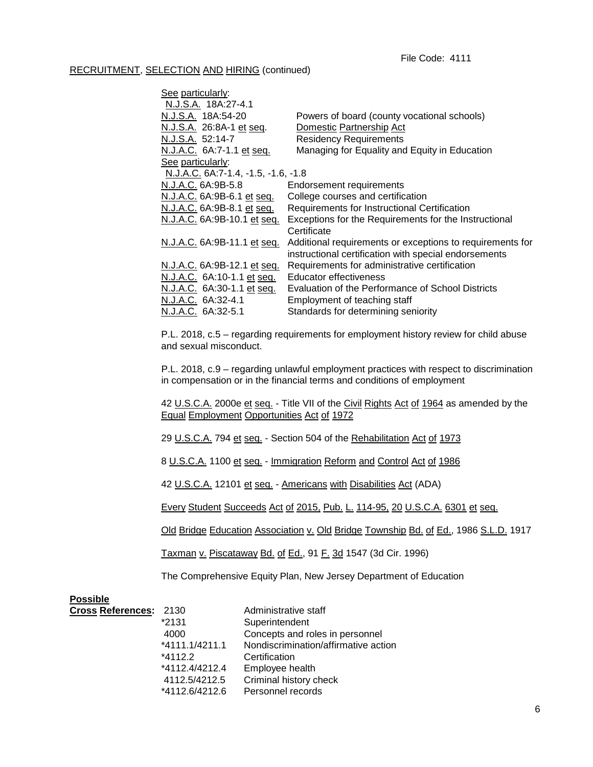File Code: 4111

RECRUITMENT, SELECTION AND HIRING (continued)

See particularly:
N.J.S.A. 18A:27-4.1

| | |
|---|---|
| N.J.S.A. 18A:54-20 | Powers of board (county vocational schools) |
| N.J.S.A. 26:8A-1 et seq. | Domestic Partnership Act |
| N.J.S.A. 52:14-7 | Residency Requirements |
| N.J.A.C. 6A:7-1.1 et seq. | Managing for Equality and Equity in Education |

See particularly:
N.J.A.C. 6A:7-1.4, -1.5, -1.6, -1.8

| | |
|---|---|
| N.J.A.C. 6A:9B-5.8 | Endorsement requirements |
| N.J.A.C. 6A:9B-6.1 et seq. | College courses and certification |
| N.J.A.C. 6A:9B-8.1 et seq. | Requirements for Instructional Certification |
| N.J.A.C. 6A:9B-10.1 et seq. | Exceptions for the Requirements for the Instructional Certificate |
| N.J.A.C. 6A:9B-11.1 et seq. | Additional requirements or exceptions to requirements for instructional certification with special endorsements |
| N.J.A.C. 6A:9B-12.1 et seq. | Requirements for administrative certification |
| N.J.A.C. 6A:10-1.1 et seq. | Educator effectiveness |
| N.J.A.C. 6A:30-1.1 et seq. | Evaluation of the Performance of School Districts |
| N.J.A.C. 6A:32-4.1 | Employment of teaching staff |
| N.J.A.C. 6A:32-5.1 | Standards for determining seniority |

P.L. 2018, c.5 – regarding requirements for employment history review for child abuse and sexual misconduct.

P.L. 2018, c.9 – regarding unlawful employment practices with respect to discrimination in compensation or in the financial terms and conditions of employment

42 U.S.C.A. 2000e et seq. - Title VII of the Civil Rights Act of 1964 as amended by the Equal Employment Opportunities Act of 1972

29 U.S.C.A. 794 et seq. - Section 504 of the Rehabilitation Act of 1973

8 U.S.C.A. 1100 et seq. - Immigration Reform and Control Act of 1986

42 U.S.C.A. 12101 et seq. - Americans with Disabilities Act (ADA)

Every Student Succeeds Act of 2015, Pub. L. 114-95, 20 U.S.C.A. 6301 et seq.

Old Bridge Education Association v. Old Bridge Township Bd. of Ed., 1986 S.L.D. 1917

Taxman v. Piscataway Bd. of Ed., 91 F. 3d 1547 (3d Cir. 1996)

The Comprehensive Equity Plan, New Jersey Department of Education

**Possible Cross References:**

| | |
|---|---|
| 2130 | Administrative staff |
| *2131 | Superintendent |
| 4000 | Concepts and roles in personnel |
| *4111.1/4211.1 | Nondiscrimination/affirmative action |
| *4112.2 | Certification |
| *4112.4/4212.4 | Employee health |
| 4112.5/4212.5 | Criminal history check |
| *4112.6/4212.6 | Personnel records |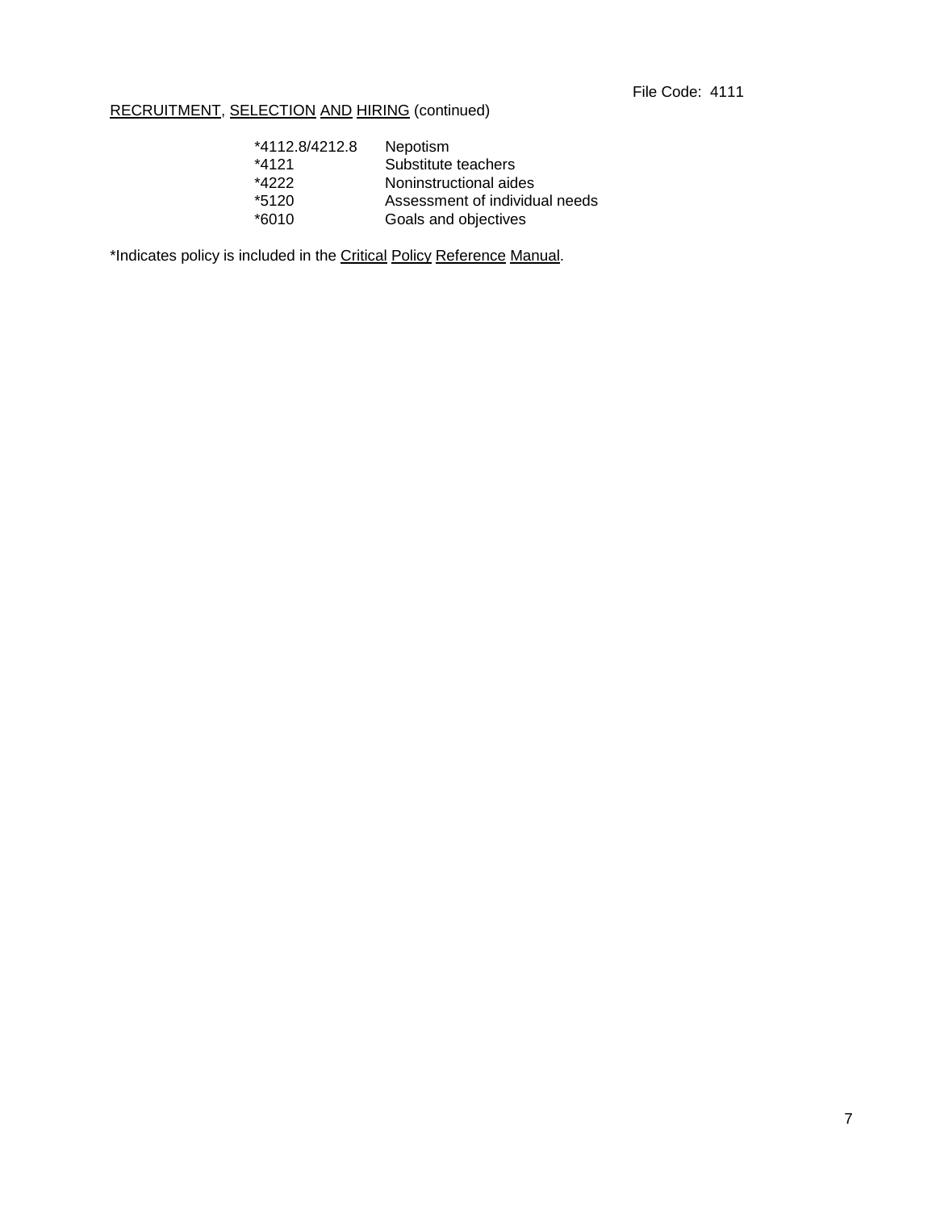RECRUITMENT, SELECTION AND HIRING (continued)

| | |
|---|---|
| *4112.8/4212.8 | Nepotism |
| *4121 | Substitute teachers |
| *4222 | Noninstructional aides |
| *5120 | Assessment of individual needs |
| *6010 | Goals and objectives |

*Indicates policy is included in the Critical Policy Reference Manual.